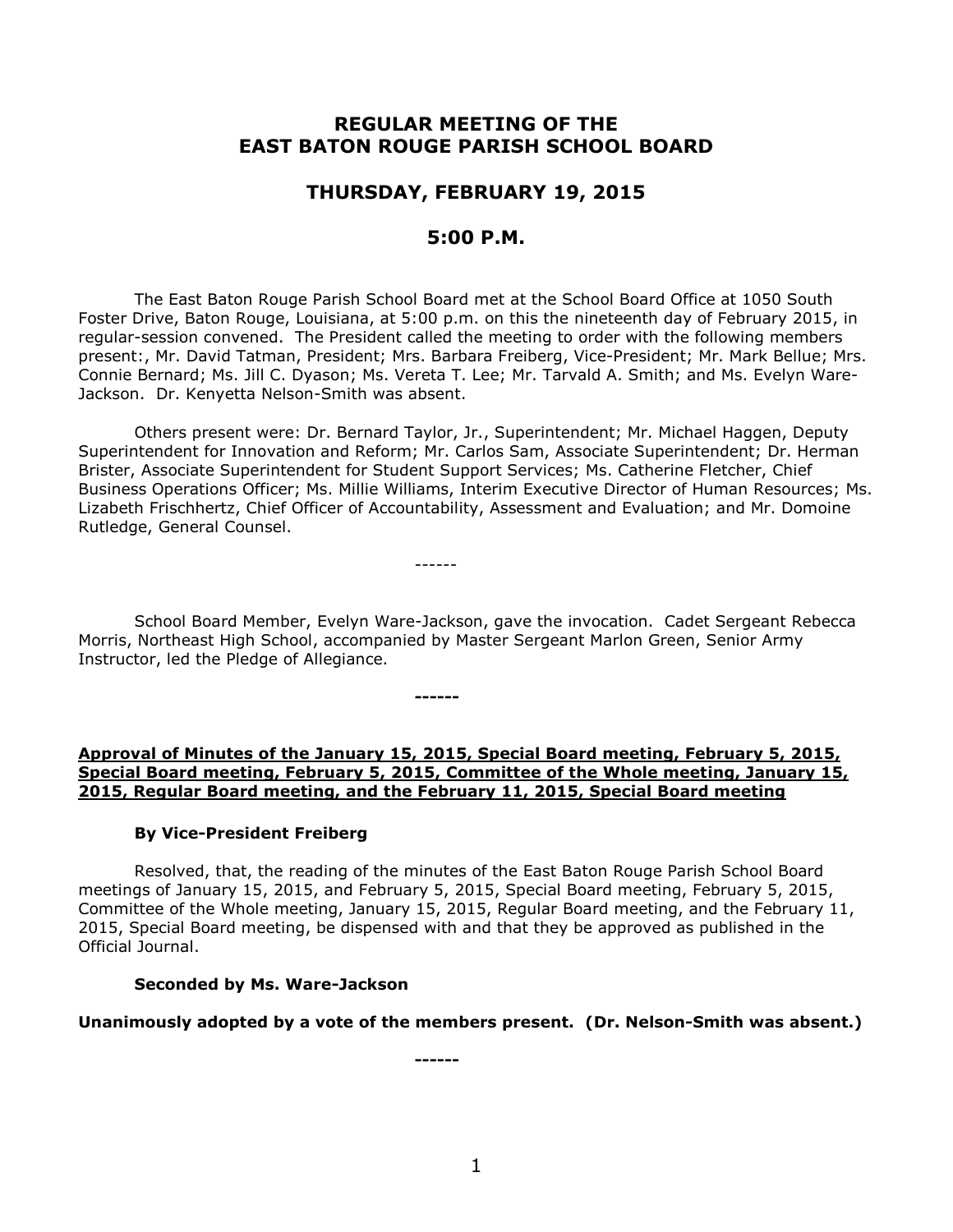# REGULAR MEETING OF THE EAST BATON ROUGE PARISH SCHOOL BOARD

## THURSDAY, FEBRUARY 19, 2015

## 5:00 P.M.

The East Baton Rouge Parish School Board met at the School Board Office at 1050 South Foster Drive, Baton Rouge, Louisiana, at 5:00 p.m. on this the nineteenth day of February 2015, in regular-session convened. The President called the meeting to order with the following members present:, Mr. David Tatman, President; Mrs. Barbara Freiberg, Vice-President; Mr. Mark Bellue; Mrs. Connie Bernard; Ms. Jill C. Dyason; Ms. Vereta T. Lee; Mr. Tarvald A. Smith; and Ms. Evelyn Ware-Jackson. Dr. Kenyetta Nelson-Smith was absent.

Others present were: Dr. Bernard Taylor, Jr., Superintendent; Mr. Michael Haggen, Deputy Superintendent for Innovation and Reform; Mr. Carlos Sam, Associate Superintendent; Dr. Herman Brister, Associate Superintendent for Student Support Services; Ms. Catherine Fletcher, Chief Business Operations Officer; Ms. Millie Williams, Interim Executive Director of Human Resources; Ms. Lizabeth Frischhertz, Chief Officer of Accountability, Assessment and Evaluation; and Mr. Domoine Rutledge, General Counsel.

------

School Board Member, Evelyn Ware-Jackson, gave the invocation. Cadet Sergeant Rebecca Morris, Northeast High School, accompanied by Master Sergeant Marlon Green, Senior Army Instructor, led the Pledge of Allegiance.

**------**

**Approval of Minutes of the January 15, 2015, Special Board meeting, February 5, 2015, Special Board meeting, February 5, 2015, Committee of the Whole meeting, January 15, 2015, Regular Board meeting, and the February 11, 2015, Special Board meeting**

**By Vice-President Freiberg**

Resolved, that, the reading of the minutes of the East Baton Rouge Parish School Board meetings of January 15, 2015, and February 5, 2015, Special Board meeting, February 5, 2015, Committee of the Whole meeting, January 15, 2015, Regular Board meeting, and the February 11, 2015, Special Board meeting, be dispensed with and that they be approved as published in the Official Journal.

**Seconded by Ms. Ware-Jackson**

**Unanimously adopted by a vote of the members present. (Dr. Nelson-Smith was absent.)**

**------**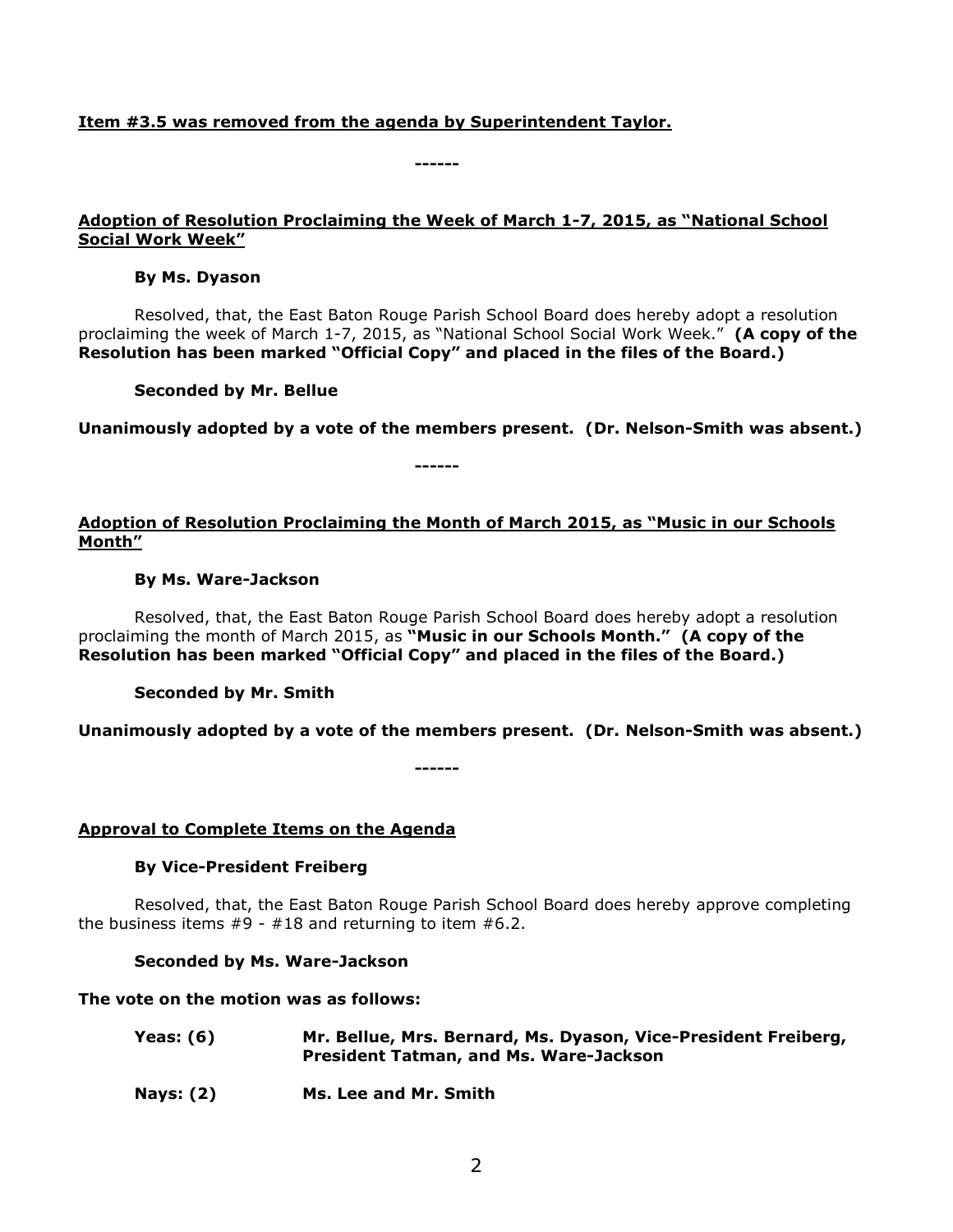**Item #3.5 was removed from the agenda by Superintendent Taylor.**

**------**

**Adoption of Resolution Proclaiming the Week of March 1-7, 2015, as "National School Social Work Week"**

**By Ms. Dyason**

Resolved, that, the East Baton Rouge Parish School Board does hereby adopt a resolution proclaiming the week of March 1-7, 2015, as "National School Social Work Week." **(A copy of the Resolution has been marked "Official Copy" and placed in the files of the Board.)**

**Seconded by Mr. Bellue**

**Unanimously adopted by a vote of the members present. (Dr. Nelson-Smith was absent.)**

**------**

**Adoption of Resolution Proclaiming the Month of March 2015, as "Music in our Schools Month"**

**By Ms. Ware-Jackson**

Resolved, that, the East Baton Rouge Parish School Board does hereby adopt a resolution proclaiming the month of March 2015, as **"Music in our Schools Month." (A copy of the Resolution has been marked "Official Copy" and placed in the files of the Board.)**

**Seconded by Mr. Smith**

**Unanimously adopted by a vote of the members present. (Dr. Nelson-Smith was absent.)**

**------**

**Approval to Complete Items on the Agenda**

**By Vice-President Freiberg**

Resolved, that, the East Baton Rouge Parish School Board does hereby approve completing the business items #9 - #18 and returning to item #6.2.

**Seconded by Ms. Ware-Jackson**

**The vote on the motion was as follows:**

**Yeas: (6)** **Mr. Bellue, Mrs. Bernard, Ms. Dyason, Vice-President Freiberg, President Tatman, and Ms. Ware-Jackson**

**Nays: (2)** **Ms. Lee and Mr. Smith**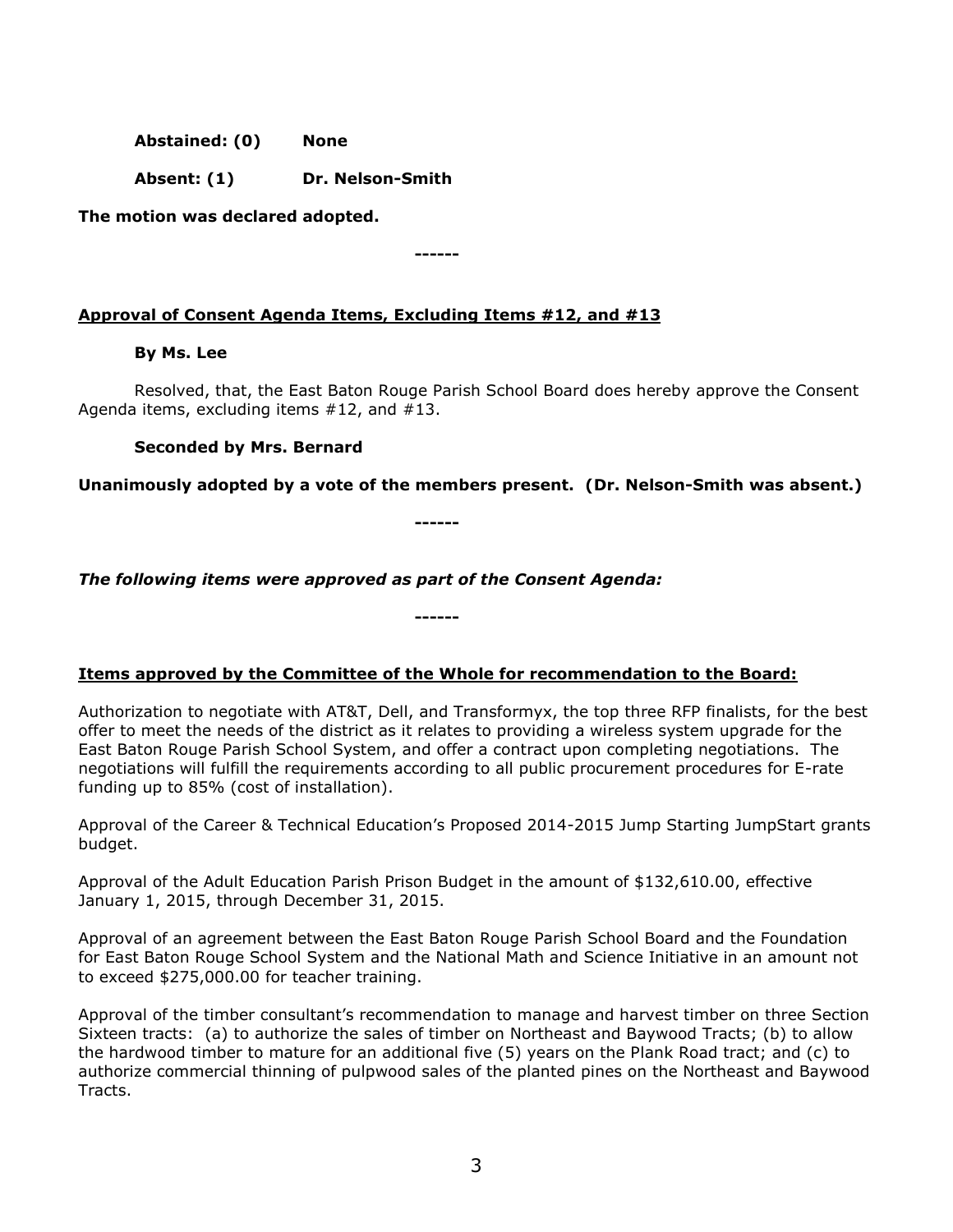**Abstained: (0)** **None**

**Absent: (1)** **Dr. Nelson-Smith**

**The motion was declared adopted.**

**------**

**Approval of Consent Agenda Items, Excluding Items #12, and #13**

**By Ms. Lee**

Resolved, that, the East Baton Rouge Parish School Board does hereby approve the Consent Agenda items, excluding items #12, and #13.

**Seconded by Mrs. Bernard**

**Unanimously adopted by a vote of the members present. (Dr. Nelson-Smith was absent.)**

**------**

***The following items were approved as part of the Consent Agenda:***

**------**

**Items approved by the Committee of the Whole for recommendation to the Board:**

Authorization to negotiate with AT&T, Dell, and Transformyx, the top three RFP finalists, for the best offer to meet the needs of the district as it relates to providing a wireless system upgrade for the East Baton Rouge Parish School System, and offer a contract upon completing negotiations. The negotiations will fulfill the requirements according to all public procurement procedures for E-rate funding up to 85% (cost of installation).

Approval of the Career & Technical Education's Proposed 2014-2015 Jump Starting JumpStart grants budget.

Approval of the Adult Education Parish Prison Budget in the amount of $132,610.00, effective January 1, 2015, through December 31, 2015.

Approval of an agreement between the East Baton Rouge Parish School Board and the Foundation for East Baton Rouge School System and the National Math and Science Initiative in an amount not to exceed $275,000.00 for teacher training.

Approval of the timber consultant's recommendation to manage and harvest timber on three Section Sixteen tracts: (a) to authorize the sales of timber on Northeast and Baywood Tracts; (b) to allow the hardwood timber to mature for an additional five (5) years on the Plank Road tract; and (c) to authorize commercial thinning of pulpwood sales of the planted pines on the Northeast and Baywood Tracts.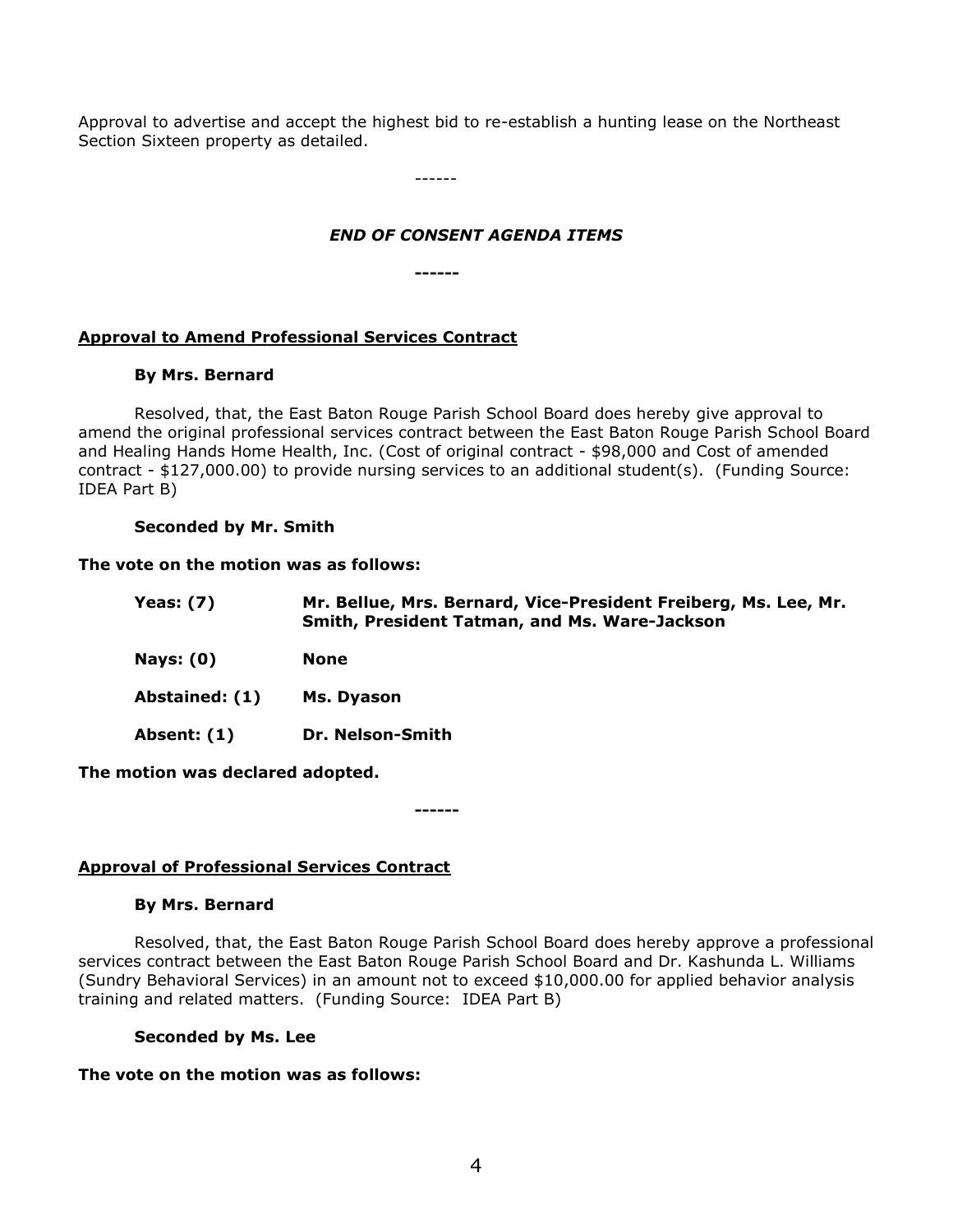Approval to advertise and accept the highest bid to re-establish a hunting lease on the Northeast Section Sixteen property as detailed.

------

*END OF CONSENT AGENDA ITEMS*

**------**

**Approval to Amend Professional Services Contract**

**By Mrs. Bernard**

Resolved, that, the East Baton Rouge Parish School Board does hereby give approval to amend the original professional services contract between the East Baton Rouge Parish School Board and Healing Hands Home Health, Inc. (Cost of original contract - $98,000 and Cost of amended contract - $127,000.00) to provide nursing services to an additional student(s). (Funding Source: IDEA Part B)

**Seconded by Mr. Smith**

**The vote on the motion was as follows:**

| | |
|---|---|
| **Yeas: (7)** | **Mr. Bellue, Mrs. Bernard, Vice-President Freiberg, Ms. Lee, Mr. Smith, President Tatman, and Ms. Ware-Jackson** |
| **Nays: (0)** | **None** |
| **Abstained: (1)** | **Ms. Dyason** |
| **Absent: (1)** | **Dr. Nelson-Smith** |

**The motion was declared adopted.**

**------**

**Approval of Professional Services Contract**

**By Mrs. Bernard**

Resolved, that, the East Baton Rouge Parish School Board does hereby approve a professional services contract between the East Baton Rouge Parish School Board and Dr. Kashunda L. Williams (Sundry Behavioral Services) in an amount not to exceed $10,000.00 for applied behavior analysis training and related matters. (Funding Source: IDEA Part B)

**Seconded by Ms. Lee**

**The vote on the motion was as follows:**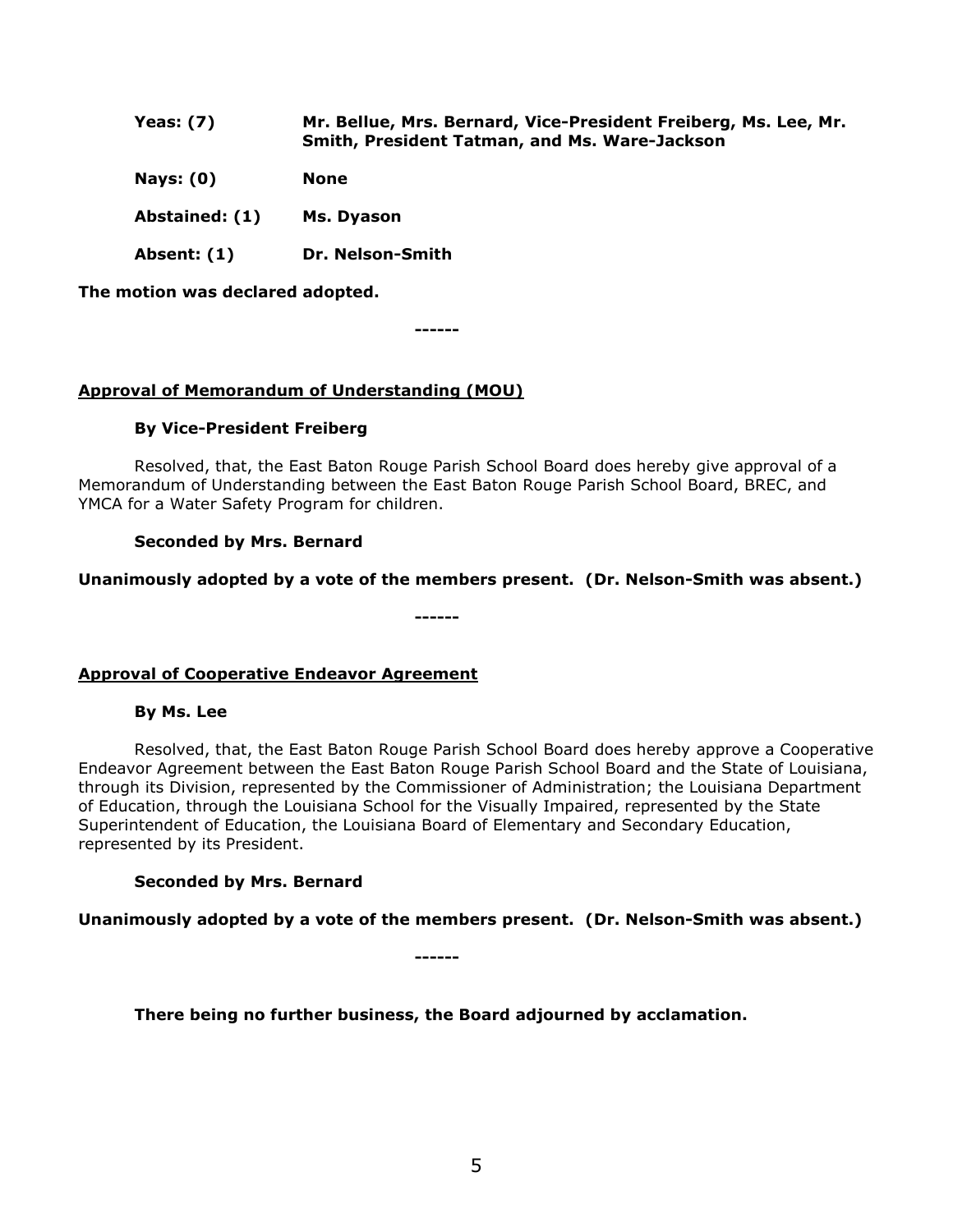| | |
|---|---|
| **Yeas: (7)** | **Mr. Bellue, Mrs. Bernard, Vice-President Freiberg, Ms. Lee, Mr. Smith, President Tatman, and Ms. Ware-Jackson** |
| **Nays: (0)** | **None** |
| **Abstained: (1)** | **Ms. Dyason** |
| **Absent: (1)** | **Dr. Nelson-Smith** |

**The motion was declared adopted.**

**------**

**Approval of Memorandum of Understanding (MOU)**

**By Vice-President Freiberg**

Resolved, that, the East Baton Rouge Parish School Board does hereby give approval of a Memorandum of Understanding between the East Baton Rouge Parish School Board, BREC, and YMCA for a Water Safety Program for children.

**Seconded by Mrs. Bernard**

**Unanimously adopted by a vote of the members present. (Dr. Nelson-Smith was absent.)**

**------**

**Approval of Cooperative Endeavor Agreement**

**By Ms. Lee**

Resolved, that, the East Baton Rouge Parish School Board does hereby approve a Cooperative Endeavor Agreement between the East Baton Rouge Parish School Board and the State of Louisiana, through its Division, represented by the Commissioner of Administration; the Louisiana Department of Education, through the Louisiana School for the Visually Impaired, represented by the State Superintendent of Education, the Louisiana Board of Elementary and Secondary Education, represented by its President.

**Seconded by Mrs. Bernard**

**Unanimously adopted by a vote of the members present. (Dr. Nelson-Smith was absent.)**

**------**

**There being no further business, the Board adjourned by acclamation.**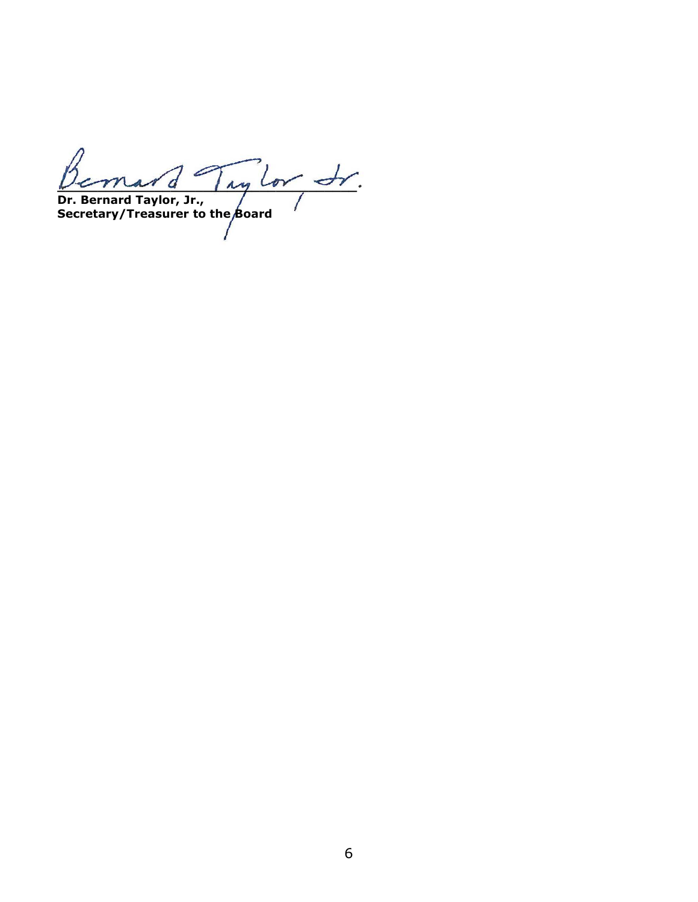**Dr. Bernard Taylor, Jr.,**
**Secretary/Treasurer to the Board**